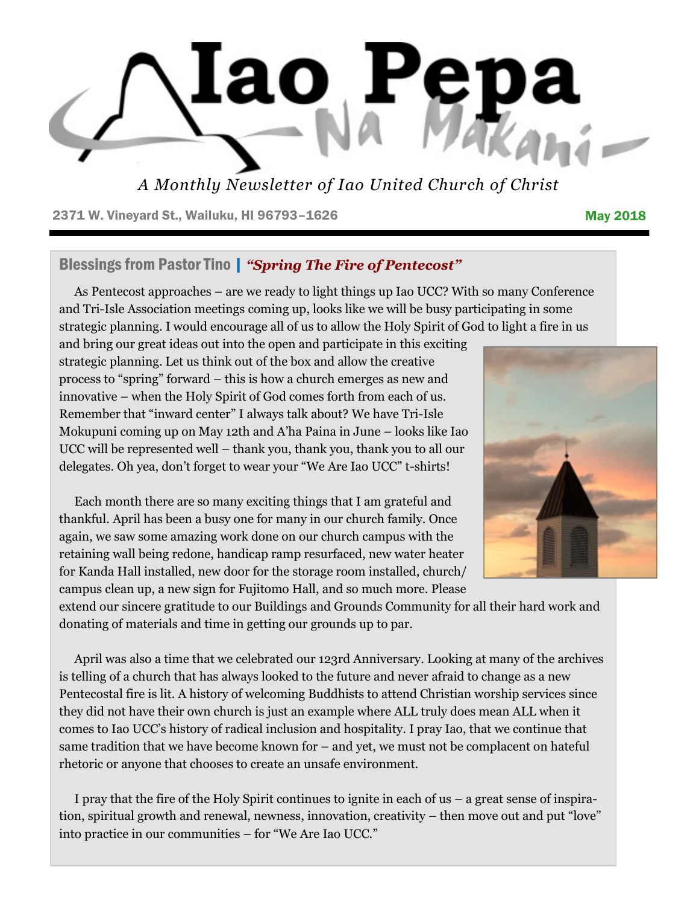# Iao Pepa Na Makani

*A Monthly Newsletter of Iao United Church of Christ*

2371 W. Vineyard St., Wailuku, HI 96793–1626 **May 2018**

## Blessings from Pastor Tino | *"Spring The Fire of Pentecost"*

As Pentecost approaches – are we ready to light things up Iao UCC? With so many Conference and Tri-Isle Association meetings coming up, looks like we will be busy participating in some strategic planning. I would encourage all of us to allow the Holy Spirit of God to light a fire in us and bring our great ideas out into the open and participate in this exciting strategic planning. Let us think out of the box and allow the creative process to "spring" forward – this is how a church emerges as new and innovative – when the Holy Spirit of God comes forth from each of us. Remember that "inward center" I always talk about? We have Tri-Isle Mokupuni coming up on May 12th and A'ha Paina in June – looks like Iao UCC will be represented well – thank you, thank you, thank you to all our delegates. Oh yea, don't forget to wear your "We Are Iao UCC" t-shirts!

Each month there are so many exciting things that I am grateful and thankful. April has been a busy one for many in our church family. Once again, we saw some amazing work done on our church campus with the retaining wall being redone, handicap ramp resurfaced, new water heater for Kanda Hall installed, new door for the storage room installed, church/campus clean up, a new sign for Fujitomo Hall, and so much more. Please extend our sincere gratitude to our Buildings and Grounds Community for all their hard work and donating of materials and time in getting our grounds up to par.

April was also a time that we celebrated our 123rd Anniversary. Looking at many of the archives is telling of a church that has always looked to the future and never afraid to change as a new Pentecostal fire is lit. A history of welcoming Buddhists to attend Christian worship services since they did not have their own church is just an example where ALL truly does mean ALL when it comes to Iao UCC's history of radical inclusion and hospitality. I pray Iao, that we continue that same tradition that we have become known for – and yet, we must not be complacent on hateful rhetoric or anyone that chooses to create an unsafe environment.

I pray that the fire of the Holy Spirit continues to ignite in each of us – a great sense of inspiration, spiritual growth and renewal, newness, innovation, creativity – then move out and put "love" into practice in our communities – for "We Are Iao UCC."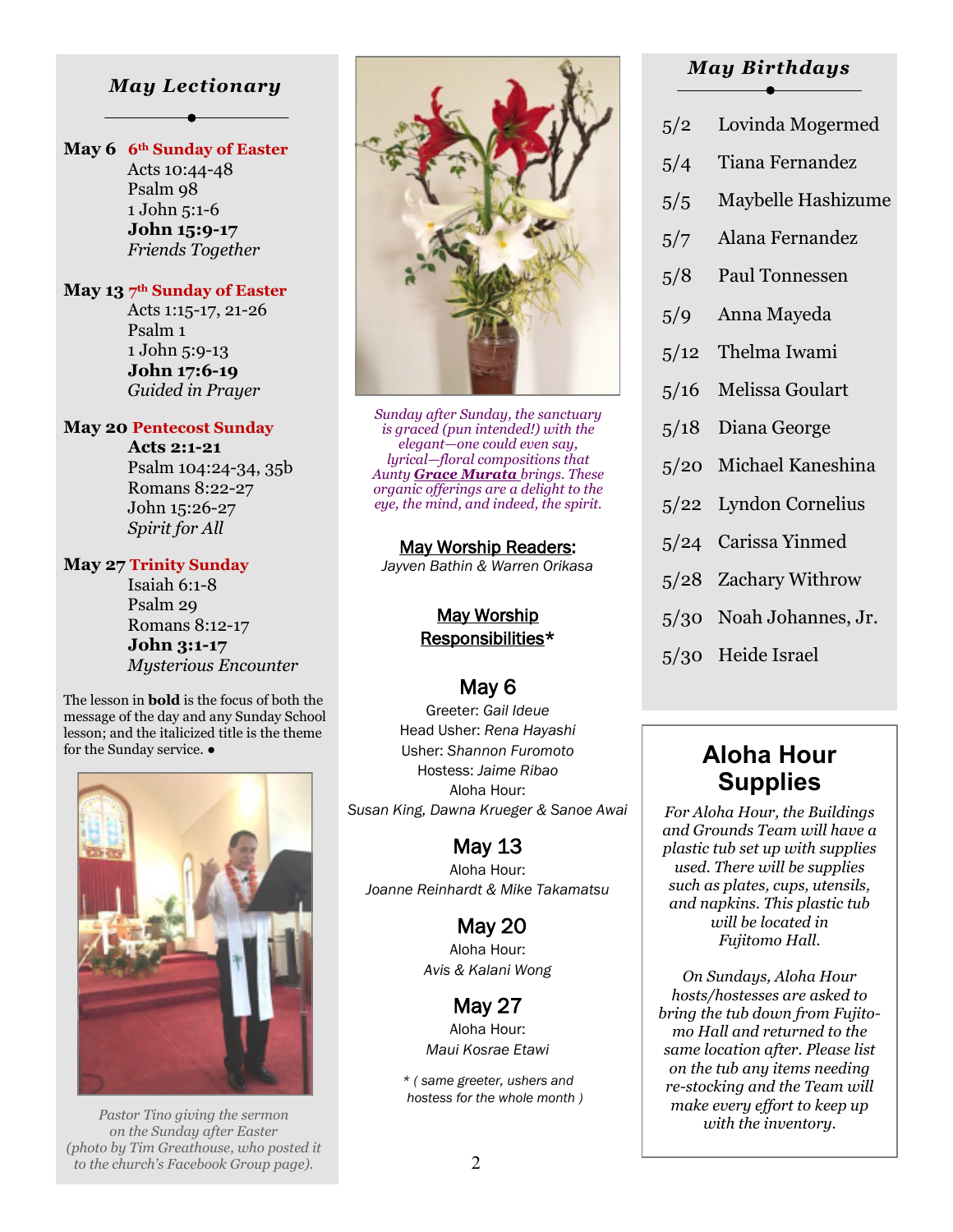## *May Lectionary*

**May 6** **6th Sunday of Easter**
Acts 10:44-48
Psalm 98
1 John 5:1-6
**John 15:9-17**
*Friends Together*

**May 13** **7th Sunday of Easter**
Acts 1:15-17, 21-26
Psalm 1
1 John 5:9-13
**John 17:6-19**
*Guided in Prayer*

**May 20** **Pentecost Sunday**
**Acts 2:1-21**
Psalm 104:24-34, 35b
Romans 8:22-27
John 15:26-27
*Spirit for All*

**May 27** **Trinity Sunday**
Isaiah 6:1-8
Psalm 29
Romans 8:12-17
**John 3:1-17**
*Mysterious Encounter*

The lesson in **bold** is the focus of both the message of the day and any Sunday School lesson; and the italicized title is the theme for the Sunday service. •

*Pastor Tino giving the sermon on the Sunday after Easter (photo by Tim Greathouse, who posted it to the church's Facebook Group page).*

*Sunday after Sunday, the sanctuary is graced (pun intended!) with the elegant—one could even say, lyrical—floral compositions that Aunty **Grace Murata** brings. These organic offerings are a delight to the eye, the mind, and indeed, the spirit.*

**May Worship Readers:**
*Jayven Bathin & Warren Orikasa*

**May Worship Responsibilities***

### May 6
Greeter: *Gail Ideue*
Head Usher: *Rena Hayashi*
Usher: *Shannon Furomoto*
Hostess: *Jaime Ribao*
Aloha Hour:
*Susan King, Dawna Krueger & Sanoe Awai*

### May 13
Aloha Hour:
*Joanne Reinhardt & Mike Takamatsu*

### May 20
Aloha Hour:
*Avis & Kalani Wong*

### May 27
Aloha Hour:
*Maui Kosrae Etawi*

*\* ( same greeter, ushers and hostess for the whole month )*

## *May Birthdays*

- 5/2 Lovinda Mogermed
- 5/4 Tiana Fernandez
- 5/5 Maybelle Hashizume
- 5/7 Alana Fernandez
- 5/8 Paul Tonnessen
- 5/9 Anna Mayeda
- 5/12 Thelma Iwami
- 5/16 Melissa Goulart
- 5/18 Diana George
- 5/20 Michael Kaneshina
- 5/22 Lyndon Cornelius
- 5/24 Carissa Yinmed
- 5/28 Zachary Withrow
- 5/30 Noah Johannes, Jr.
- 5/30 Heide Israel

## Aloha Hour Supplies

*For Aloha Hour, the Buildings and Grounds Team will have a plastic tub set up with supplies used. There will be supplies such as plates, cups, utensils, and napkins. This plastic tub will be located in Fujitomo Hall.*

*On Sundays, Aloha Hour hosts/hostesses are asked to bring the tub down from Fujitomo Hall and returned to the same location after. Please list on the tub any items needing re-stocking and the Team will make every effort to keep up with the inventory.*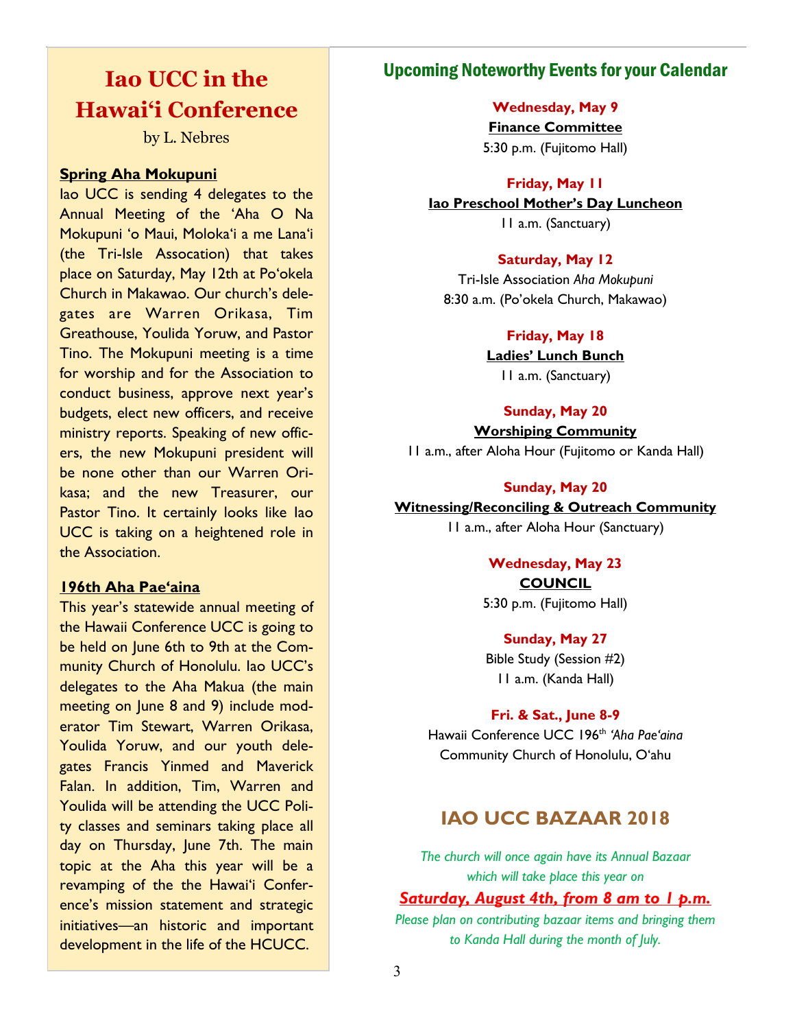# Iao UCC in the Hawai'i Conference

by L. Nebres

**Spring Aha Mokupuni**

Iao UCC is sending 4 delegates to the Annual Meeting of the 'Aha O Na Mokupuni 'o Maui, Moloka'i a me Lana'i (the Tri-Isle Assocation) that takes place on Saturday, May 12th at Po'okela Church in Makawao. Our church's delegates are Warren Orikasa, Tim Greathouse, Youlida Yoruw, and Pastor Tino. The Mokupuni meeting is a time for worship and for the Association to conduct business, approve next year's budgets, elect new officers, and receive ministry reports. Speaking of new officers, the new Mokupuni president will be none other than our Warren Orikasa; and the new Treasurer, our Pastor Tino. It certainly looks like Iao UCC is taking on a heightened role in the Association.

**196th Aha Pae'aina**

This year's statewide annual meeting of the Hawaii Conference UCC is going to be held on June 6th to 9th at the Community Church of Honolulu. Iao UCC's delegates to the Aha Makua (the main meeting on June 8 and 9) include moderator Tim Stewart, Warren Orikasa, Youlida Yoruw, and our youth delegates Francis Yinmed and Maverick Falan. In addition, Tim, Warren and Youlida will be attending the UCC Polity classes and seminars taking place all day on Thursday, June 7th. The main topic at the Aha this year will be a revamping of the the Hawai'i Conference's mission statement and strategic initiatives—an historic and important development in the life of the HCUCC.

## Upcoming Noteworthy Events for your Calendar

**Wednesday, May 9**
**Finance Committee**
5:30 p.m. (Fujitomo Hall)

**Friday, May 11**
**Iao Preschool Mother's Day Luncheon**
11 a.m. (Sanctuary)

**Saturday, May 12**
Tri-Isle Association *Aha Mokupuni*
8:30 a.m. (Po'okela Church, Makawao)

**Friday, May 18**
**Ladies' Lunch Bunch**
11 a.m. (Sanctuary)

**Sunday, May 20**
**Worshiping Community**
11 a.m., after Aloha Hour (Fujitomo or Kanda Hall)

**Sunday, May 20**
**Witnessing/Reconciling & Outreach Community**
11 a.m., after Aloha Hour (Sanctuary)

**Wednesday, May 23**
**COUNCIL**
5:30 p.m. (Fujitomo Hall)

**Sunday, May 27**
Bible Study (Session #2)
11 a.m. (Kanda Hall)

**Fri. & Sat., June 8-9**
Hawaii Conference UCC 196th *'Aha Pae'aina*
Community Church of Honolulu, O'ahu

## IAO UCC BAZAAR 2018

*The church will once again have its Annual Bazaar which will take place this year on*

***Saturday, August 4th, from 8 am to 1 p.m.***

*Please plan on contributing bazaar items and bringing them to Kanda Hall during the month of July.*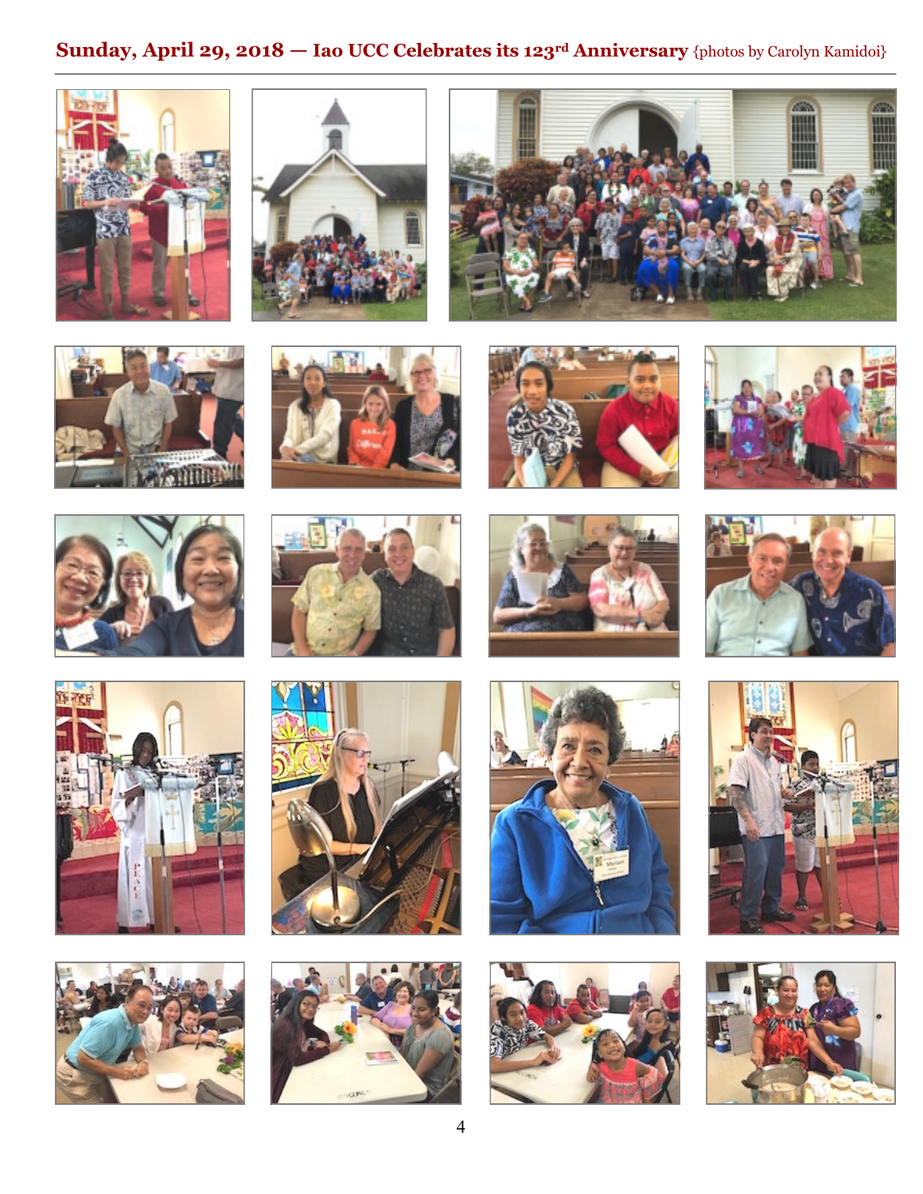## Sunday, April 29, 2018 — Iao UCC Celebrates its 123rd Anniversary {photos by Carolyn Kamidoi}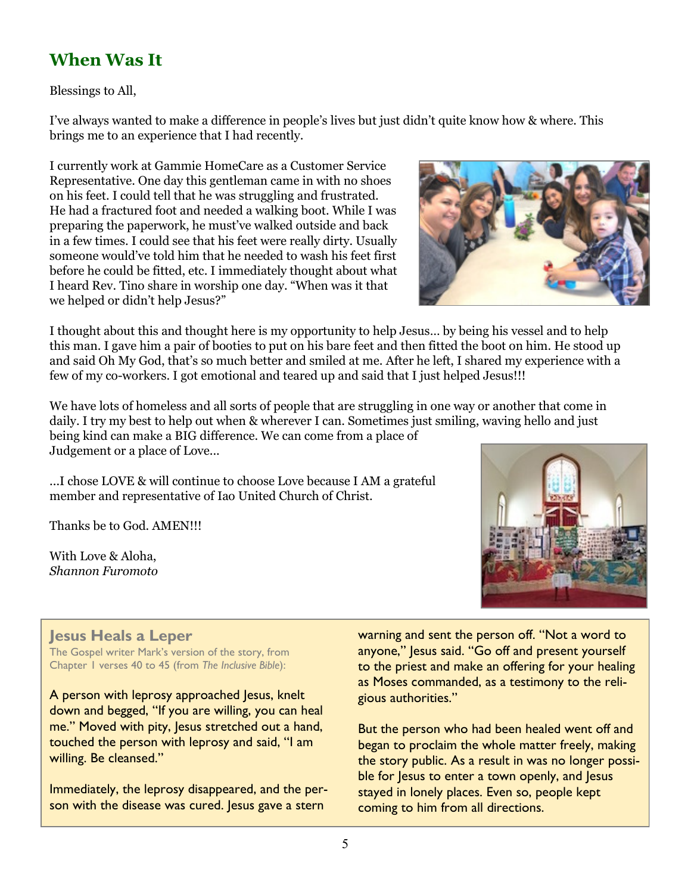## When Was It

Blessings to All,

I've always wanted to make a difference in people's lives but just didn't quite know how & where. This brings me to an experience that I had recently.

I currently work at Gammie HomeCare as a Customer Service Representative. One day this gentleman came in with no shoes on his feet. I could tell that he was struggling and frustrated. He had a fractured foot and needed a walking boot. While I was preparing the paperwork, he must've walked outside and back in a few times. I could see that his feet were really dirty. Usually someone would've told him that he needed to wash his feet first before he could be fitted, etc. I immediately thought about what I heard Rev. Tino share in worship one day. "When was it that we helped or didn't help Jesus?"

I thought about this and thought here is my opportunity to help Jesus… by being his vessel and to help this man. I gave him a pair of booties to put on his bare feet and then fitted the boot on him. He stood up and said Oh My God, that's so much better and smiled at me. After he left, I shared my experience with a few of my co-workers. I got emotional and teared up and said that I just helped Jesus!!!

We have lots of homeless and all sorts of people that are struggling in one way or another that come in daily. I try my best to help out when & wherever I can. Sometimes just smiling, waving hello and just being kind can make a BIG difference. We can come from a place of Judgement or a place of Love…

…I chose LOVE & will continue to choose Love because I AM a grateful member and representative of Iao United Church of Christ.

Thanks be to God. AMEN!!!

With Love & Aloha,
*Shannon Furomoto*

### Jesus Heals a Leper

The Gospel writer Mark's version of the story, from Chapter 1 verses 40 to 45 (from *The Inclusive Bible*):

A person with leprosy approached Jesus, knelt down and begged, "If you are willing, you can heal me." Moved with pity, Jesus stretched out a hand, touched the person with leprosy and said, "I am willing. Be cleansed."

Immediately, the leprosy disappeared, and the person with the disease was cured. Jesus gave a stern warning and sent the person off. "Not a word to anyone," Jesus said. "Go off and present yourself to the priest and make an offering for your healing as Moses commanded, as a testimony to the religious authorities."

But the person who had been healed went off and began to proclaim the whole matter freely, making the story public. As a result in was no longer possible for Jesus to enter a town openly, and Jesus stayed in lonely places. Even so, people kept coming to him from all directions.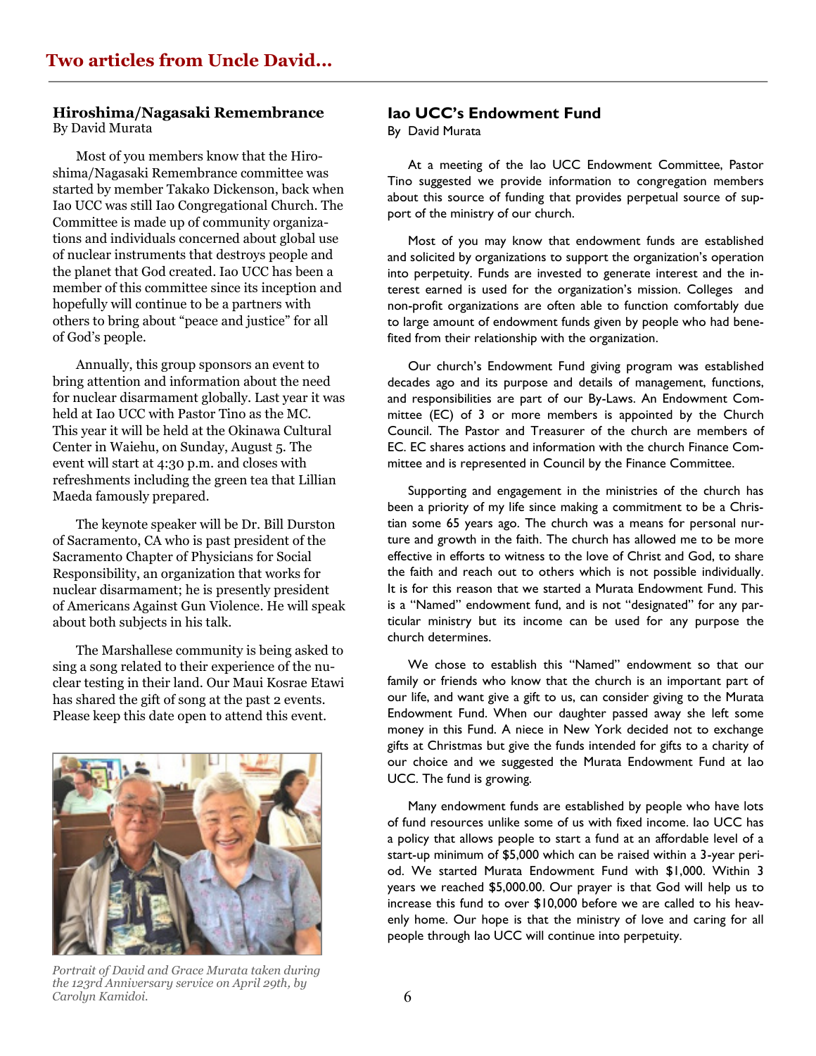## Two articles from Uncle David...

### Hiroshima/Nagasaki Remembrance

By David Murata

Most of you members know that the Hiroshima/Nagasaki Remembrance committee was started by member Takako Dickenson, back when Iao UCC was still Iao Congregational Church. The Committee is made up of community organizations and individuals concerned about global use of nuclear instruments that destroys people and the planet that God created. Iao UCC has been a member of this committee since its inception and hopefully will continue to be a partners with others to bring about "peace and justice" for all of God's people.

Annually, this group sponsors an event to bring attention and information about the need for nuclear disarmament globally. Last year it was held at Iao UCC with Pastor Tino as the MC. This year it will be held at the Okinawa Cultural Center in Waiehu, on Sunday, August 5. The event will start at 4:30 p.m. and closes with refreshments including the green tea that Lillian Maeda famously prepared.

The keynote speaker will be Dr. Bill Durston of Sacramento, CA who is past president of the Sacramento Chapter of Physicians for Social Responsibility, an organization that works for nuclear disarmament; he is presently president of Americans Against Gun Violence. He will speak about both subjects in his talk.

The Marshallese community is being asked to sing a song related to their experience of the nuclear testing in their land. Our Maui Kosrae Etawi has shared the gift of song at the past 2 events. Please keep this date open to attend this event.

*Portrait of David and Grace Murata taken during the 123rd Anniversary service on April 29th, by Carolyn Kamidoi.*

### Iao UCC's Endowment Fund

By David Murata

At a meeting of the Iao UCC Endowment Committee, Pastor Tino suggested we provide information to congregation members about this source of funding that provides perpetual source of support of the ministry of our church.

Most of you may know that endowment funds are established and solicited by organizations to support the organization's operation into perpetuity. Funds are invested to generate interest and the interest earned is used for the organization's mission. Colleges and non-profit organizations are often able to function comfortably due to large amount of endowment funds given by people who had benefited from their relationship with the organization.

Our church's Endowment Fund giving program was established decades ago and its purpose and details of management, functions, and responsibilities are part of our By-Laws. An Endowment Committee (EC) of 3 or more members is appointed by the Church Council. The Pastor and Treasurer of the church are members of EC. EC shares actions and information with the church Finance Committee and is represented in Council by the Finance Committee.

Supporting and engagement in the ministries of the church has been a priority of my life since making a commitment to be a Christian some 65 years ago. The church was a means for personal nurture and growth in the faith. The church has allowed me to be more effective in efforts to witness to the love of Christ and God, to share the faith and reach out to others which is not possible individually. It is for this reason that we started a Murata Endowment Fund. This is a "Named" endowment fund, and is not "designated" for any particular ministry but its income can be used for any purpose the church determines.

We chose to establish this "Named" endowment so that our family or friends who know that the church is an important part of our life, and want give a gift to us, can consider giving to the Murata Endowment Fund. When our daughter passed away she left some money in this Fund. A niece in New York decided not to exchange gifts at Christmas but give the funds intended for gifts to a charity of our choice and we suggested the Murata Endowment Fund at Iao UCC. The fund is growing.

Many endowment funds are established by people who have lots of fund resources unlike some of us with fixed income. Iao UCC has a policy that allows people to start a fund at an affordable level of a start-up minimum of $5,000 which can be raised within a 3-year period. We started Murata Endowment Fund with $1,000. Within 3 years we reached $5,000.00. Our prayer is that God will help us to increase this fund to over $10,000 before we are called to his heavenly home. Our hope is that the ministry of love and caring for all people through Iao UCC will continue into perpetuity.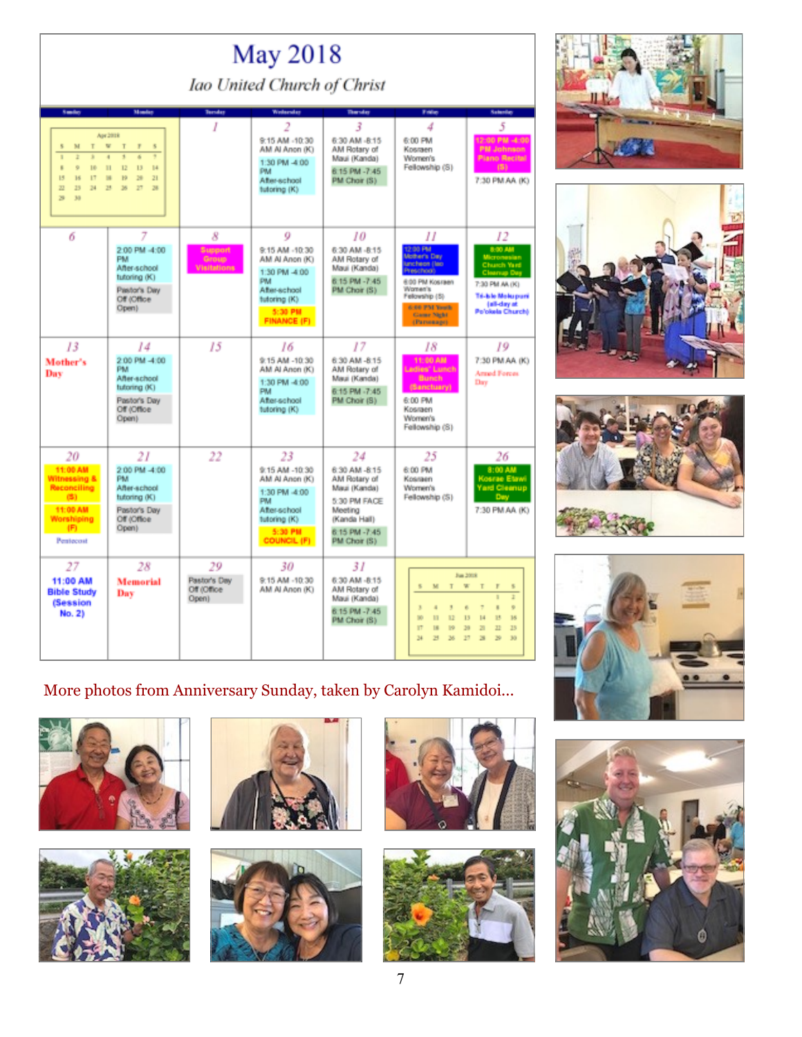# May 2018

*Iao United Church of Christ*

| Sunday | Monday | Tuesday | Wednesday | Thursday | Friday | Saturday |
|---|---|---|---|---|---|---|
| Apr 2018 | | 1 | 2<br>9:15 AM -10:30 AM Al Anon (K)<br>1:30 PM -4:00 PM After-school tutoring (K) | 3<br>6:30 AM -8:15 AM Rotary of Maui (Kanda)<br>6:15 PM -7:45 PM Choir (S) | 4<br>6:00 PM Kosraen Women's Fellowship (S) | 5<br>12:00 PM -4:00 PM Johnson Piano Recital (S)<br>7:30 PM AA (K) |
| 6 | 7<br>2:00 PM -4:00 PM After-school tutoring (K)<br>Pastor's Day Off (Office Open) | 8<br>Support Group Visitations | 9<br>9:15 AM -10:30 AM Al Anon (K)<br>1:30 PM -4:00 PM After-school tutoring (K)<br>5:30 PM FINANCE (F) | 10<br>6:30 AM -8:15 AM Rotary of Maui (Kanda)<br>6:15 PM -7:45 PM Choir (S) | 11<br>12:00 PM Mother's Day luncheon (Iao Preschool)<br>6:00 PM Kosraen Women's Fellowship (S)<br>6:00 PM Youth Game Night (Parsonage) | 12<br>8:00 AM Micronesian Church Yard Cleanup Day<br>7:30 PM AA (K)<br>Ti-bie Molupuni (all-day at Po'okela Church) |
| 13<br>Mother's Day | 14<br>2:00 PM -4:00 PM After-school tutoring (K)<br>Pastor's Day Off (Office Open) | 15 | 16<br>9:15 AM -10:30 AM Al Anon (K)<br>1:30 PM -4:00 PM After-school tutoring (K) | 17<br>6:30 AM -8:15 AM Rotary of Maui (Kanda)<br>6:15 PM -7:45 PM Choir (S) | 18<br>11:00 AM Ladies' Lunch Bunch (Sanctuary)<br>6:00 PM Kosraen Women's Fellowship (S) | 19<br>7:30 PM AA (K)<br>Armed Forces Day |
| 20<br>11:00 AM Witnessing & Reconciling (S)<br>11:00 AM Worshiping (F)<br>Pentecost | 21<br>2:00 PM -4:00 PM After-school tutoring (K)<br>Pastor's Day Off (Office Open) | 22 | 23<br>9:15 AM -10:30 AM Al Anon (K)<br>1:30 PM -4:00 PM After-school tutoring (K)<br>5:30 PM COUNCIL (F) | 24<br>6:30 AM -8:15 AM Rotary of Maui (Kanda)<br>5:30 PM FACE Meeting (Kanda Hall)<br>6:15 PM -7:45 PM Choir (S) | 25<br>6:00 PM Kosraen Women's Fellowship (S) | 26<br>8:00 AM Kosrae Etawi Yard Cleanup Day<br>7:30 PM AA (K) |
| 27<br>11:00 AM Bible Study (Session No. 2) | 28<br>Memorial Day | 29<br>Pastor's Day Off (Office Open) | 30<br>9:15 AM -10:30 AM Al Anon (K) | 31<br>6:30 AM -8:15 AM Rotary of Maui (Kanda)<br>6:15 PM -7:45 PM Choir (S) | Jun 2018 | |

More photos from Anniversary Sunday, taken by Carolyn Kamidoi…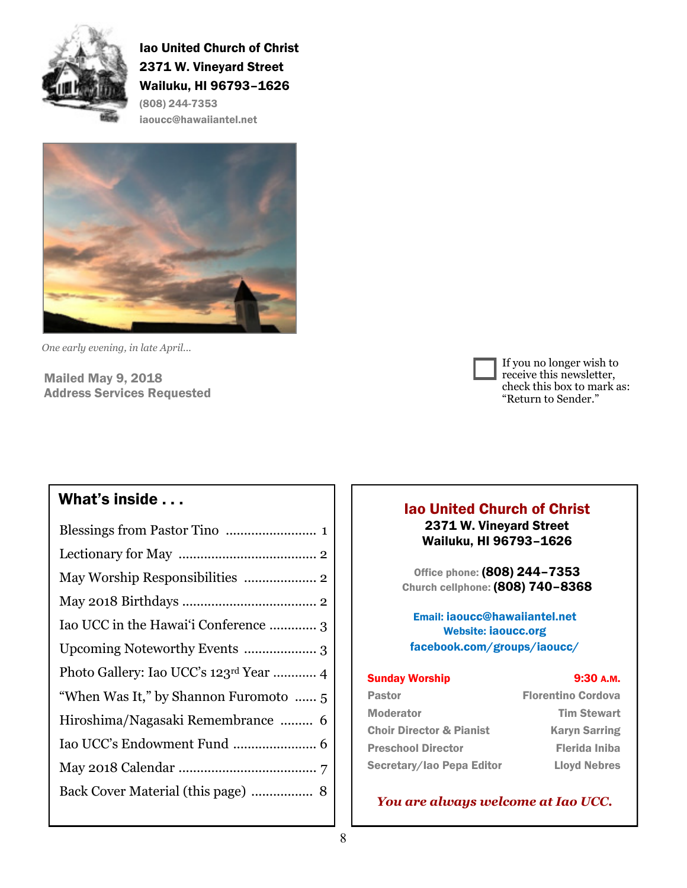**Iao United Church of Christ**
**2371 W. Vineyard Street**
**Wailuku, HI 96793–1626**
(808) 244-7353
iaoucc@hawaiiantel.net

*One early evening, in late April...*

**Mailed May 9, 2018**
**Address Services Requested**

☐ If you no longer wish to receive this newsletter, check this box to mark as: "Return to Sender."

## What's inside . . .

| | |
|---|---|
| Blessings from Pastor Tino | 1 |
| Lectionary for May | 2 |
| May Worship Responsibilities | 2 |
| May 2018 Birthdays | 2 |
| Iao UCC in the Hawai'i Conference | 3 |
| Upcoming Noteworthy Events | 3 |
| Photo Gallery: Iao UCC's 123rd Year | 4 |
| "When Was It," by Shannon Furomoto | 5 |
| Hiroshima/Nagasaki Remembrance | 6 |
| Iao UCC's Endowment Fund | 6 |
| May 2018 Calendar | 7 |
| Back Cover Material (this page) | 8 |

## Iao United Church of Christ

**2371 W. Vineyard Street**
**Wailuku, HI 96793–1626**

Office phone: **(808) 244–7353**
Church cellphone: **(808) 740–8368**

**Email: iaoucc@hawaiiantel.net**
**Website: iaoucc.org**
**facebook.com/groups/iaoucc/**

| | |
|---|---|
| **Sunday Worship** | **9:30 A.M.** |
| Pastor | Florentino Cordova |
| Moderator | Tim Stewart |
| Choir Director & Pianist | Karyn Sarring |
| Preschool Director | Flerida Iniba |
| Secretary/Iao Pepa Editor | Lloyd Nebres |

***You are always welcome at Iao UCC.***